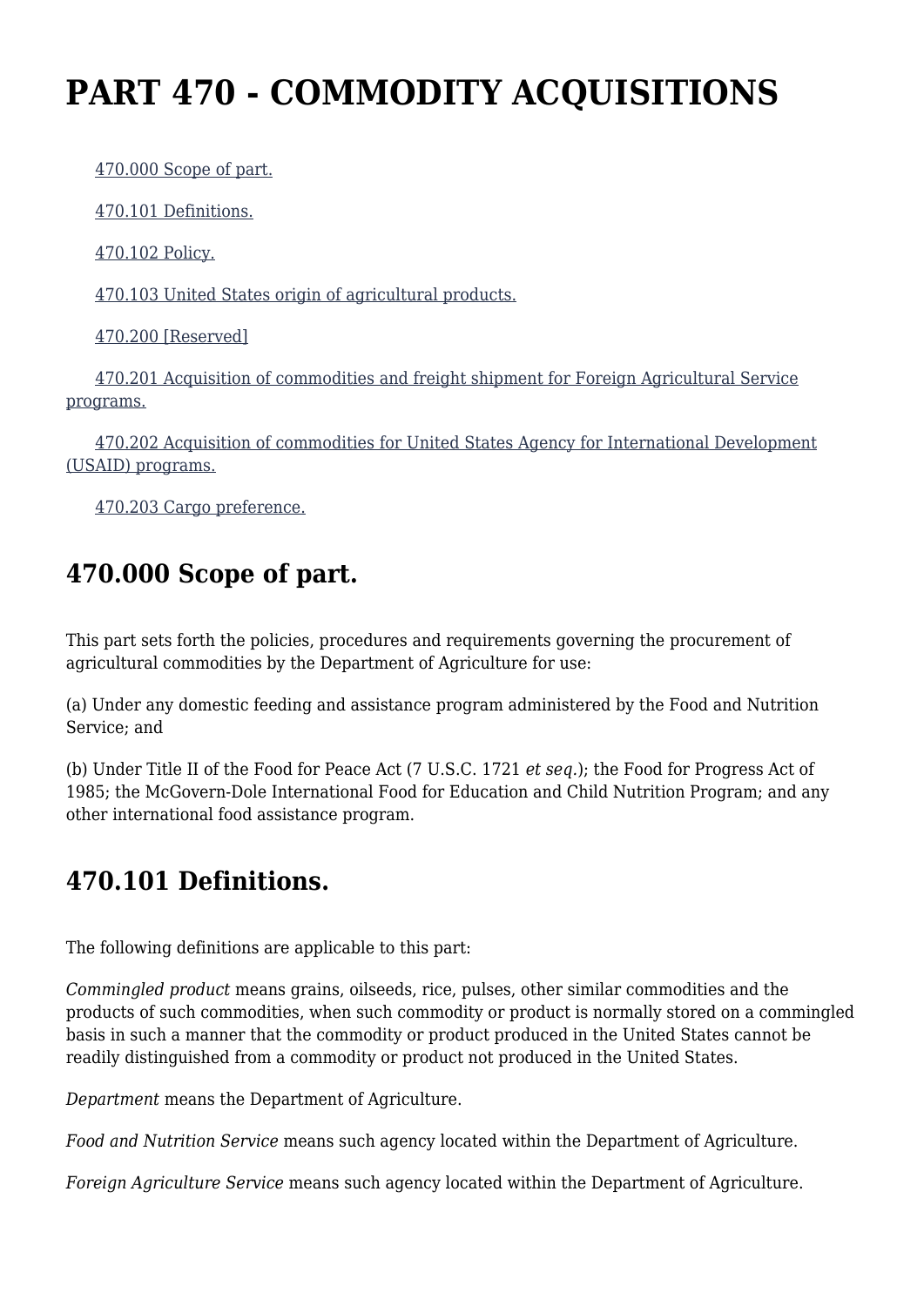# PART 470 - COMMODITY ACQUISITIONS

470.000 Scope of part.

470.101 Definitions.

470.102 Policy.

470.103 United States origin of agricultural products.

470.200 [Reserved]

470.201 Acquisition of commodities and freight shipment for Foreign Agricultural Service programs.

470.202 Acquisition of commodities for United States Agency for International Development (USAID) programs.

470.203 Cargo preference.

## 470.000 Scope of part.

This part sets forth the policies, procedures and requirements governing the procurement of agricultural commodities by the Department of Agriculture for use:

(a) Under any domestic feeding and assistance program administered by the Food and Nutrition Service; and

(b) Under Title II of the Food for Peace Act (7 U.S.C. 1721 *et seq.*); the Food for Progress Act of 1985; the McGovern-Dole International Food for Education and Child Nutrition Program; and any other international food assistance program.

## 470.101 Definitions.

The following definitions are applicable to this part:

*Commingled product* means grains, oilseeds, rice, pulses, other similar commodities and the products of such commodities, when such commodity or product is normally stored on a commingled basis in such a manner that the commodity or product produced in the United States cannot be readily distinguished from a commodity or product not produced in the United States.

*Department* means the Department of Agriculture.

*Food and Nutrition Service* means such agency located within the Department of Agriculture.

*Foreign Agriculture Service* means such agency located within the Department of Agriculture.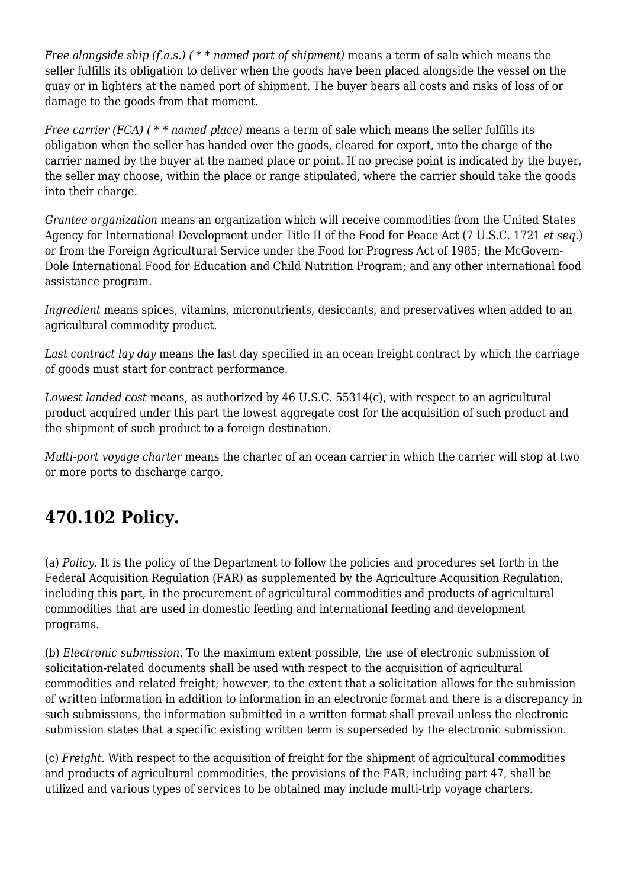*Free alongside ship (f.a.s.) ( * * named port of shipment)* means a term of sale which means the seller fulfills its obligation to deliver when the goods have been placed alongside the vessel on the quay or in lighters at the named port of shipment. The buyer bears all costs and risks of loss of or damage to the goods from that moment.

*Free carrier (FCA) ( * * named place)* means a term of sale which means the seller fulfills its obligation when the seller has handed over the goods, cleared for export, into the charge of the carrier named by the buyer at the named place or point. If no precise point is indicated by the buyer, the seller may choose, within the place or range stipulated, where the carrier should take the goods into their charge.

*Grantee organization* means an organization which will receive commodities from the United States Agency for International Development under Title II of the Food for Peace Act (7 U.S.C. 1721 *et seq.*) or from the Foreign Agricultural Service under the Food for Progress Act of 1985; the McGovern-Dole International Food for Education and Child Nutrition Program; and any other international food assistance program.

*Ingredient* means spices, vitamins, micronutrients, desiccants, and preservatives when added to an agricultural commodity product.

*Last contract lay day* means the last day specified in an ocean freight contract by which the carriage of goods must start for contract performance.

*Lowest landed cost* means, as authorized by 46 U.S.C. 55314(c), with respect to an agricultural product acquired under this part the lowest aggregate cost for the acquisition of such product and the shipment of such product to a foreign destination.

*Multi-port voyage charter* means the charter of an ocean carrier in which the carrier will stop at two or more ports to discharge cargo.

## 470.102 Policy.

(a) *Policy.* It is the policy of the Department to follow the policies and procedures set forth in the Federal Acquisition Regulation (FAR) as supplemented by the Agriculture Acquisition Regulation, including this part, in the procurement of agricultural commodities and products of agricultural commodities that are used in domestic feeding and international feeding and development programs.

(b) *Electronic submission.* To the maximum extent possible, the use of electronic submission of solicitation-related documents shall be used with respect to the acquisition of agricultural commodities and related freight; however, to the extent that a solicitation allows for the submission of written information in addition to information in an electronic format and there is a discrepancy in such submissions, the information submitted in a written format shall prevail unless the electronic submission states that a specific existing written term is superseded by the electronic submission.

(c) *Freight.* With respect to the acquisition of freight for the shipment of agricultural commodities and products of agricultural commodities, the provisions of the FAR, including part 47, shall be utilized and various types of services to be obtained may include multi-trip voyage charters.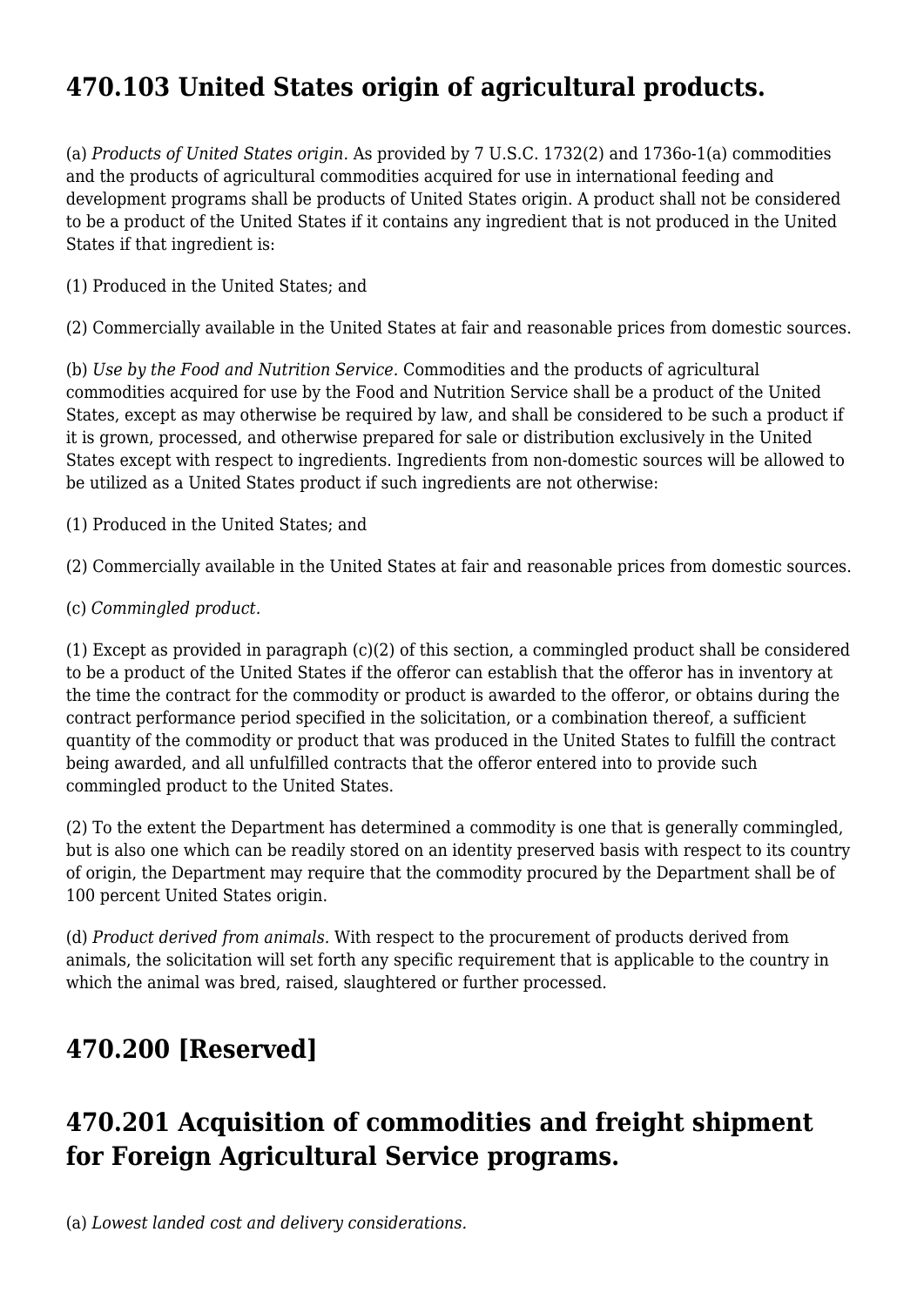## 470.103 United States origin of agricultural products.

(a) *Products of United States origin.* As provided by 7 U.S.C. 1732(2) and 1736o-1(a) commodities and the products of agricultural commodities acquired for use in international feeding and development programs shall be products of United States origin. A product shall not be considered to be a product of the United States if it contains any ingredient that is not produced in the United States if that ingredient is:

(1) Produced in the United States; and

(2) Commercially available in the United States at fair and reasonable prices from domestic sources.

(b) *Use by the Food and Nutrition Service.* Commodities and the products of agricultural commodities acquired for use by the Food and Nutrition Service shall be a product of the United States, except as may otherwise be required by law, and shall be considered to be such a product if it is grown, processed, and otherwise prepared for sale or distribution exclusively in the United States except with respect to ingredients. Ingredients from non-domestic sources will be allowed to be utilized as a United States product if such ingredients are not otherwise:

(1) Produced in the United States; and

(2) Commercially available in the United States at fair and reasonable prices from domestic sources.

(c) *Commingled product.*

(1) Except as provided in paragraph (c)(2) of this section, a commingled product shall be considered to be a product of the United States if the offeror can establish that the offeror has in inventory at the time the contract for the commodity or product is awarded to the offeror, or obtains during the contract performance period specified in the solicitation, or a combination thereof, a sufficient quantity of the commodity or product that was produced in the United States to fulfill the contract being awarded, and all unfulfilled contracts that the offeror entered into to provide such commingled product to the United States.

(2) To the extent the Department has determined a commodity is one that is generally commingled, but is also one which can be readily stored on an identity preserved basis with respect to its country of origin, the Department may require that the commodity procured by the Department shall be of 100 percent United States origin.

(d) *Product derived from animals.* With respect to the procurement of products derived from animals, the solicitation will set forth any specific requirement that is applicable to the country in which the animal was bred, raised, slaughtered or further processed.

## 470.200 [Reserved]

## 470.201 Acquisition of commodities and freight shipment for Foreign Agricultural Service programs.

(a) *Lowest landed cost and delivery considerations.*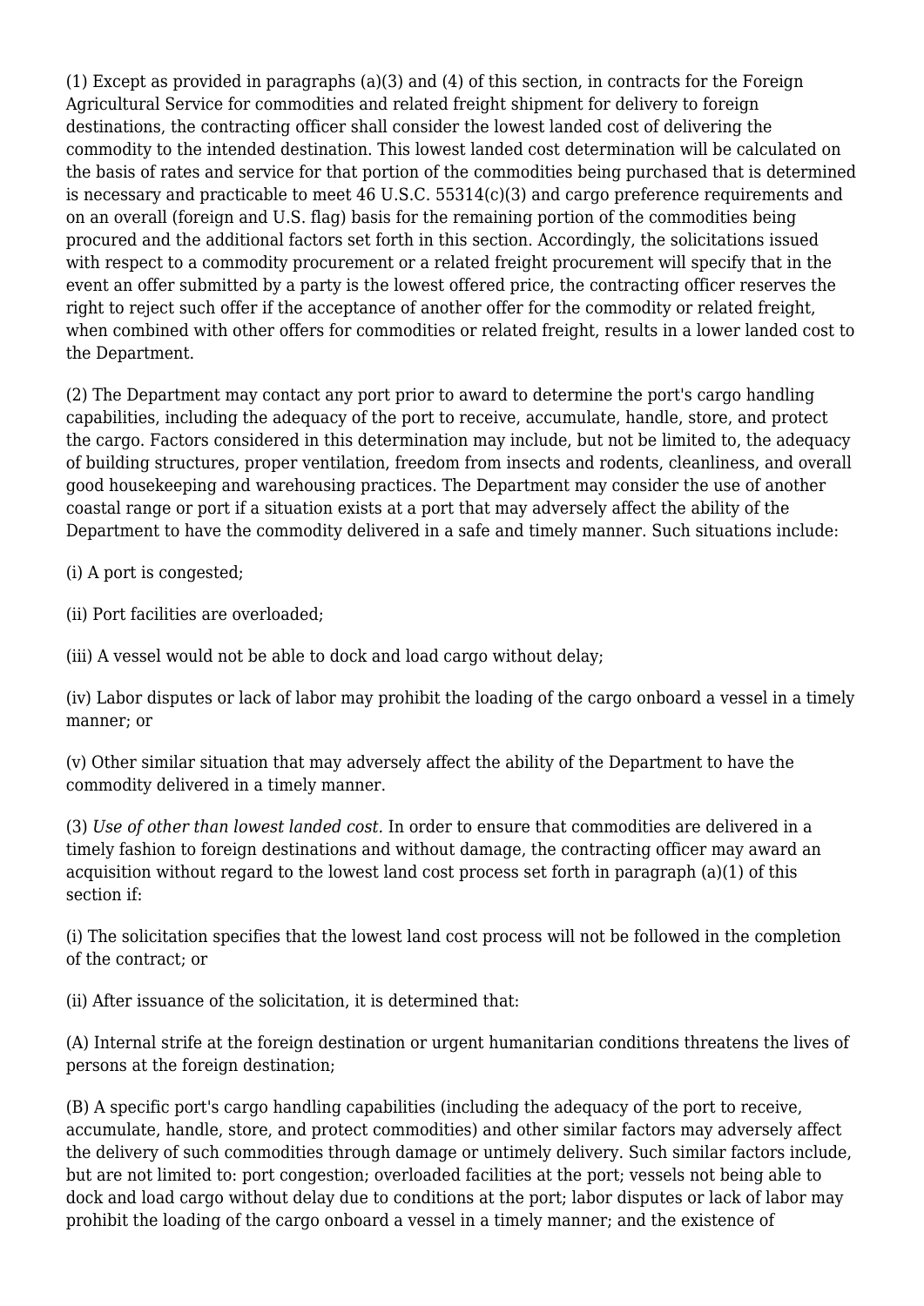(1) Except as provided in paragraphs (a)(3) and (4) of this section, in contracts for the Foreign Agricultural Service for commodities and related freight shipment for delivery to foreign destinations, the contracting officer shall consider the lowest landed cost of delivering the commodity to the intended destination. This lowest landed cost determination will be calculated on the basis of rates and service for that portion of the commodities being purchased that is determined is necessary and practicable to meet 46 U.S.C. 55314(c)(3) and cargo preference requirements and on an overall (foreign and U.S. flag) basis for the remaining portion of the commodities being procured and the additional factors set forth in this section. Accordingly, the solicitations issued with respect to a commodity procurement or a related freight procurement will specify that in the event an offer submitted by a party is the lowest offered price, the contracting officer reserves the right to reject such offer if the acceptance of another offer for the commodity or related freight, when combined with other offers for commodities or related freight, results in a lower landed cost to the Department.

(2) The Department may contact any port prior to award to determine the port's cargo handling capabilities, including the adequacy of the port to receive, accumulate, handle, store, and protect the cargo. Factors considered in this determination may include, but not be limited to, the adequacy of building structures, proper ventilation, freedom from insects and rodents, cleanliness, and overall good housekeeping and warehousing practices. The Department may consider the use of another coastal range or port if a situation exists at a port that may adversely affect the ability of the Department to have the commodity delivered in a safe and timely manner. Such situations include:

(i) A port is congested;

(ii) Port facilities are overloaded;

(iii) A vessel would not be able to dock and load cargo without delay;

(iv) Labor disputes or lack of labor may prohibit the loading of the cargo onboard a vessel in a timely manner; or

(v) Other similar situation that may adversely affect the ability of the Department to have the commodity delivered in a timely manner.

(3) *Use of other than lowest landed cost.* In order to ensure that commodities are delivered in a timely fashion to foreign destinations and without damage, the contracting officer may award an acquisition without regard to the lowest land cost process set forth in paragraph (a)(1) of this section if:

(i) The solicitation specifies that the lowest land cost process will not be followed in the completion of the contract; or

(ii) After issuance of the solicitation, it is determined that:

(A) Internal strife at the foreign destination or urgent humanitarian conditions threatens the lives of persons at the foreign destination;

(B) A specific port's cargo handling capabilities (including the adequacy of the port to receive, accumulate, handle, store, and protect commodities) and other similar factors may adversely affect the delivery of such commodities through damage or untimely delivery. Such similar factors include, but are not limited to: port congestion; overloaded facilities at the port; vessels not being able to dock and load cargo without delay due to conditions at the port; labor disputes or lack of labor may prohibit the loading of the cargo onboard a vessel in a timely manner; and the existence of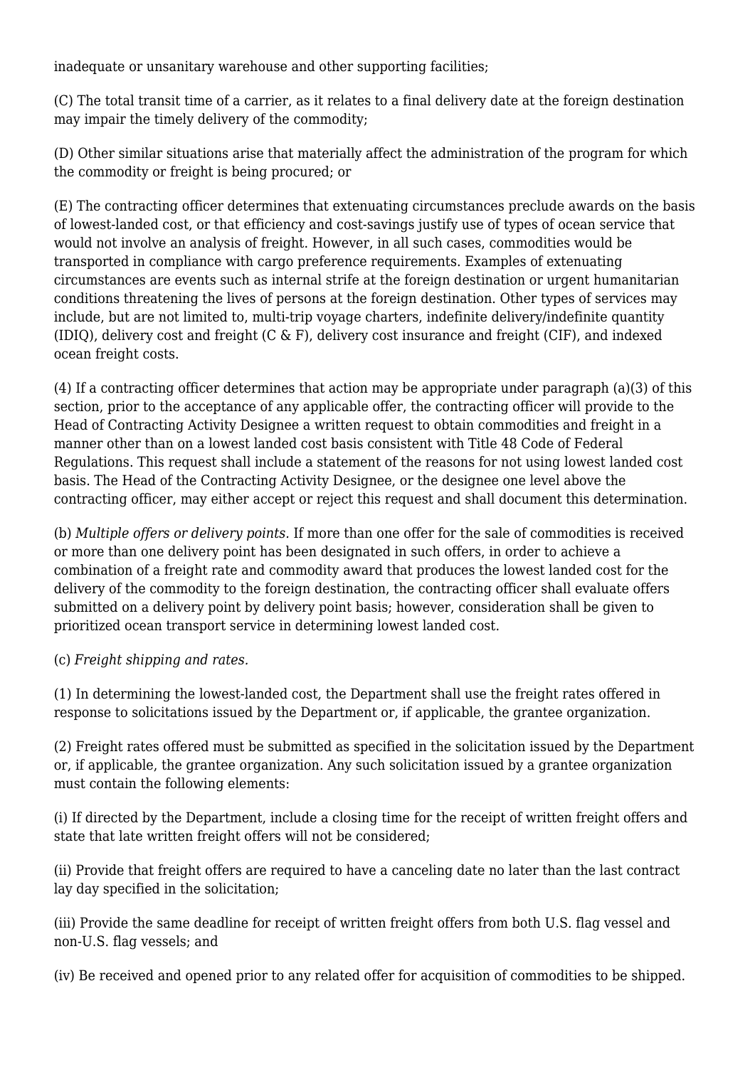inadequate or unsanitary warehouse and other supporting facilities;

(C) The total transit time of a carrier, as it relates to a final delivery date at the foreign destination may impair the timely delivery of the commodity;

(D) Other similar situations arise that materially affect the administration of the program for which the commodity or freight is being procured; or

(E) The contracting officer determines that extenuating circumstances preclude awards on the basis of lowest-landed cost, or that efficiency and cost-savings justify use of types of ocean service that would not involve an analysis of freight. However, in all such cases, commodities would be transported in compliance with cargo preference requirements. Examples of extenuating circumstances are events such as internal strife at the foreign destination or urgent humanitarian conditions threatening the lives of persons at the foreign destination. Other types of services may include, but are not limited to, multi-trip voyage charters, indefinite delivery/indefinite quantity (IDIQ), delivery cost and freight (C & F), delivery cost insurance and freight (CIF), and indexed ocean freight costs.

(4) If a contracting officer determines that action may be appropriate under paragraph (a)(3) of this section, prior to the acceptance of any applicable offer, the contracting officer will provide to the Head of Contracting Activity Designee a written request to obtain commodities and freight in a manner other than on a lowest landed cost basis consistent with Title 48 Code of Federal Regulations. This request shall include a statement of the reasons for not using lowest landed cost basis. The Head of the Contracting Activity Designee, or the designee one level above the contracting officer, may either accept or reject this request and shall document this determination.

(b) *Multiple offers or delivery points.* If more than one offer for the sale of commodities is received or more than one delivery point has been designated in such offers, in order to achieve a combination of a freight rate and commodity award that produces the lowest landed cost for the delivery of the commodity to the foreign destination, the contracting officer shall evaluate offers submitted on a delivery point by delivery point basis; however, consideration shall be given to prioritized ocean transport service in determining lowest landed cost.

(c) *Freight shipping and rates.*

(1) In determining the lowest-landed cost, the Department shall use the freight rates offered in response to solicitations issued by the Department or, if applicable, the grantee organization.

(2) Freight rates offered must be submitted as specified in the solicitation issued by the Department or, if applicable, the grantee organization. Any such solicitation issued by a grantee organization must contain the following elements:

(i) If directed by the Department, include a closing time for the receipt of written freight offers and state that late written freight offers will not be considered;

(ii) Provide that freight offers are required to have a canceling date no later than the last contract lay day specified in the solicitation;

(iii) Provide the same deadline for receipt of written freight offers from both U.S. flag vessel and non-U.S. flag vessels; and

(iv) Be received and opened prior to any related offer for acquisition of commodities to be shipped.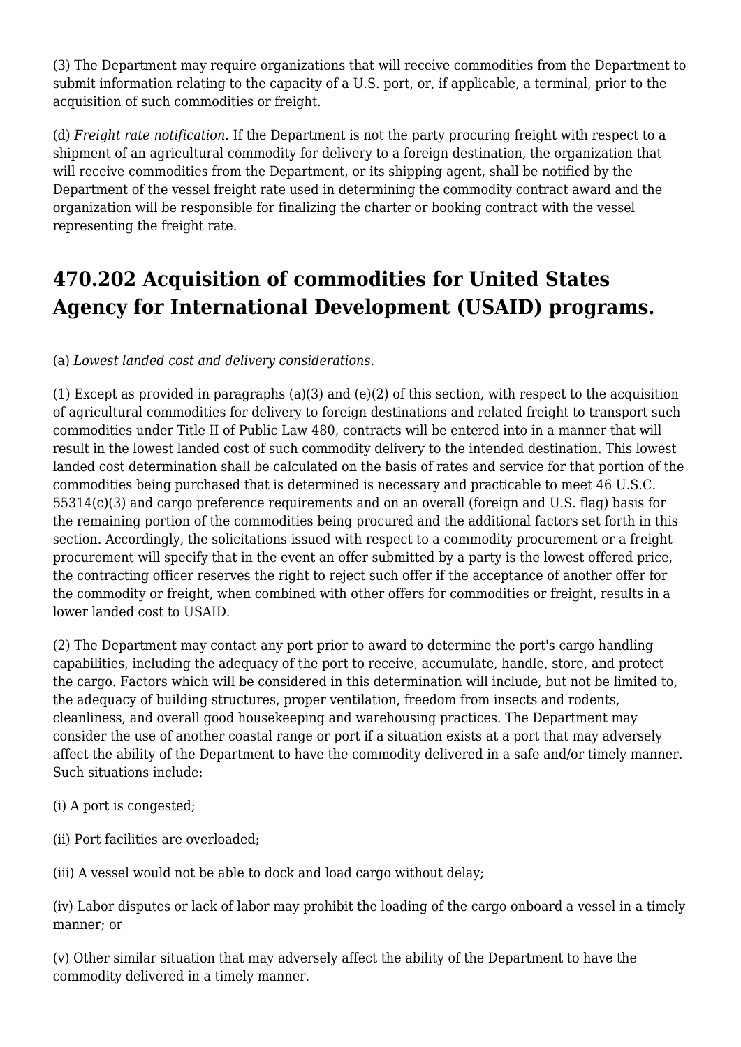(3) The Department may require organizations that will receive commodities from the Department to submit information relating to the capacity of a U.S. port, or, if applicable, a terminal, prior to the acquisition of such commodities or freight.

(d) *Freight rate notification.* If the Department is not the party procuring freight with respect to a shipment of an agricultural commodity for delivery to a foreign destination, the organization that will receive commodities from the Department, or its shipping agent, shall be notified by the Department of the vessel freight rate used in determining the commodity contract award and the organization will be responsible for finalizing the charter or booking contract with the vessel representing the freight rate.

## 470.202 Acquisition of commodities for United States Agency for International Development (USAID) programs.

(a) *Lowest landed cost and delivery considerations.*

(1) Except as provided in paragraphs (a)(3) and (e)(2) of this section, with respect to the acquisition of agricultural commodities for delivery to foreign destinations and related freight to transport such commodities under Title II of Public Law 480, contracts will be entered into in a manner that will result in the lowest landed cost of such commodity delivery to the intended destination. This lowest landed cost determination shall be calculated on the basis of rates and service for that portion of the commodities being purchased that is determined is necessary and practicable to meet 46 U.S.C. 55314(c)(3) and cargo preference requirements and on an overall (foreign and U.S. flag) basis for the remaining portion of the commodities being procured and the additional factors set forth in this section. Accordingly, the solicitations issued with respect to a commodity procurement or a freight procurement will specify that in the event an offer submitted by a party is the lowest offered price, the contracting officer reserves the right to reject such offer if the acceptance of another offer for the commodity or freight, when combined with other offers for commodities or freight, results in a lower landed cost to USAID.

(2) The Department may contact any port prior to award to determine the port's cargo handling capabilities, including the adequacy of the port to receive, accumulate, handle, store, and protect the cargo. Factors which will be considered in this determination will include, but not be limited to, the adequacy of building structures, proper ventilation, freedom from insects and rodents, cleanliness, and overall good housekeeping and warehousing practices. The Department may consider the use of another coastal range or port if a situation exists at a port that may adversely affect the ability of the Department to have the commodity delivered in a safe and/or timely manner. Such situations include:

(i) A port is congested;

(ii) Port facilities are overloaded;

(iii) A vessel would not be able to dock and load cargo without delay;

(iv) Labor disputes or lack of labor may prohibit the loading of the cargo onboard a vessel in a timely manner; or

(v) Other similar situation that may adversely affect the ability of the Department to have the commodity delivered in a timely manner.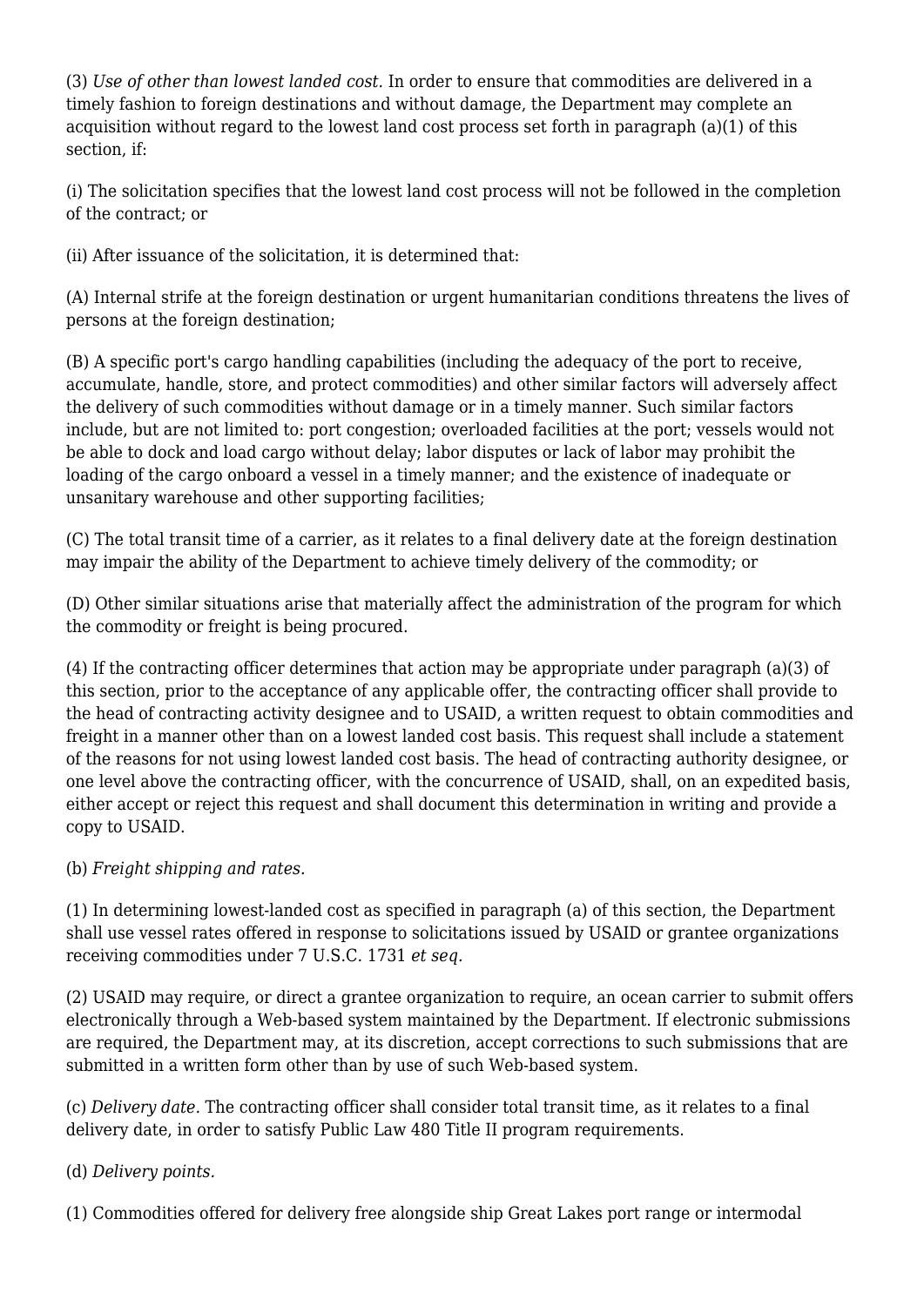(3) *Use of other than lowest landed cost.* In order to ensure that commodities are delivered in a timely fashion to foreign destinations and without damage, the Department may complete an acquisition without regard to the lowest land cost process set forth in paragraph (a)(1) of this section, if:

(i) The solicitation specifies that the lowest land cost process will not be followed in the completion of the contract; or

(ii) After issuance of the solicitation, it is determined that:

(A) Internal strife at the foreign destination or urgent humanitarian conditions threatens the lives of persons at the foreign destination;

(B) A specific port's cargo handling capabilities (including the adequacy of the port to receive, accumulate, handle, store, and protect commodities) and other similar factors will adversely affect the delivery of such commodities without damage or in a timely manner. Such similar factors include, but are not limited to: port congestion; overloaded facilities at the port; vessels would not be able to dock and load cargo without delay; labor disputes or lack of labor may prohibit the loading of the cargo onboard a vessel in a timely manner; and the existence of inadequate or unsanitary warehouse and other supporting facilities;

(C) The total transit time of a carrier, as it relates to a final delivery date at the foreign destination may impair the ability of the Department to achieve timely delivery of the commodity; or

(D) Other similar situations arise that materially affect the administration of the program for which the commodity or freight is being procured.

(4) If the contracting officer determines that action may be appropriate under paragraph (a)(3) of this section, prior to the acceptance of any applicable offer, the contracting officer shall provide to the head of contracting activity designee and to USAID, a written request to obtain commodities and freight in a manner other than on a lowest landed cost basis. This request shall include a statement of the reasons for not using lowest landed cost basis. The head of contracting authority designee, or one level above the contracting officer, with the concurrence of USAID, shall, on an expedited basis, either accept or reject this request and shall document this determination in writing and provide a copy to USAID.

(b) *Freight shipping and rates.*

(1) In determining lowest-landed cost as specified in paragraph (a) of this section, the Department shall use vessel rates offered in response to solicitations issued by USAID or grantee organizations receiving commodities under 7 U.S.C. 1731 *et seq.*

(2) USAID may require, or direct a grantee organization to require, an ocean carrier to submit offers electronically through a Web-based system maintained by the Department. If electronic submissions are required, the Department may, at its discretion, accept corrections to such submissions that are submitted in a written form other than by use of such Web-based system.

(c) *Delivery date.* The contracting officer shall consider total transit time, as it relates to a final delivery date, in order to satisfy Public Law 480 Title II program requirements.

(d) *Delivery points.*

(1) Commodities offered for delivery free alongside ship Great Lakes port range or intermodal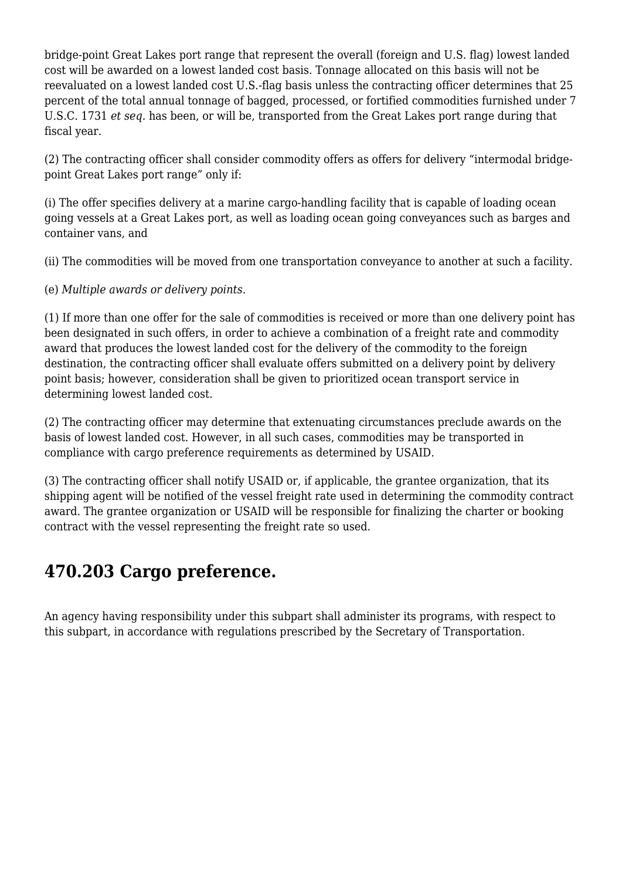bridge-point Great Lakes port range that represent the overall (foreign and U.S. flag) lowest landed cost will be awarded on a lowest landed cost basis. Tonnage allocated on this basis will not be reevaluated on a lowest landed cost U.S.-flag basis unless the contracting officer determines that 25 percent of the total annual tonnage of bagged, processed, or fortified commodities furnished under 7 U.S.C. 1731 *et seq.* has been, or will be, transported from the Great Lakes port range during that fiscal year.

(2) The contracting officer shall consider commodity offers as offers for delivery “intermodal bridge-point Great Lakes port range” only if:

(i) The offer specifies delivery at a marine cargo-handling facility that is capable of loading ocean going vessels at a Great Lakes port, as well as loading ocean going conveyances such as barges and container vans, and

(ii) The commodities will be moved from one transportation conveyance to another at such a facility.

(e) *Multiple awards or delivery points.*

(1) If more than one offer for the sale of commodities is received or more than one delivery point has been designated in such offers, in order to achieve a combination of a freight rate and commodity award that produces the lowest landed cost for the delivery of the commodity to the foreign destination, the contracting officer shall evaluate offers submitted on a delivery point by delivery point basis; however, consideration shall be given to prioritized ocean transport service in determining lowest landed cost.

(2) The contracting officer may determine that extenuating circumstances preclude awards on the basis of lowest landed cost. However, in all such cases, commodities may be transported in compliance with cargo preference requirements as determined by USAID.

(3) The contracting officer shall notify USAID or, if applicable, the grantee organization, that its shipping agent will be notified of the vessel freight rate used in determining the commodity contract award. The grantee organization or USAID will be responsible for finalizing the charter or booking contract with the vessel representing the freight rate so used.

## 470.203 Cargo preference.

An agency having responsibility under this subpart shall administer its programs, with respect to this subpart, in accordance with regulations prescribed by the Secretary of Transportation.